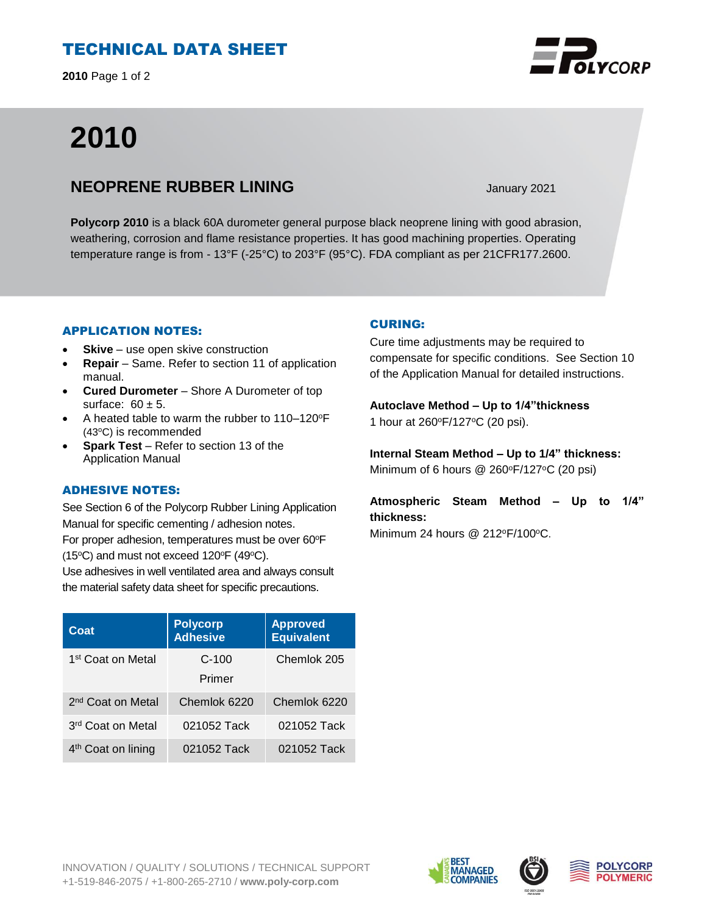# TECHNICAL DATA SHEET

# 2010

## NEOPRENE RUBBER LINING

January 2021

**Polycorp 2010** is a black 60A durometer general purpose black neoprene lining with good abrasion, weathering, corrosion and flame resistance properties. It has good machining properties. Operating temperature range is from - 13°F (-25°C) to 203°F (95°C). FDA compliant as per 21CFR177.2600.

### APPLICATION NOTES:

- **Skive** – use open skive construction
- **Repair** – Same. Refer to section 11 of application manual.
- **Cured Durometer** – Shore A Durometer of top surface: 60 ± 5.
- A heated table to warm the rubber to 110–120ºF (43ºC) is recommended
- **Spark Test** – Refer to section 13 of the Application Manual

### ADHESIVE NOTES:

See Section 6 of the Polycorp Rubber Lining Application Manual for specific cementing / adhesion notes.
For proper adhesion, temperatures must be over 60ºF (15ºC) and must not exceed 120ºF (49ºC).
Use adhesives in well ventilated area and always consult the material safety data sheet for specific precautions.

| Coat | Polycorp Adhesive | Approved Equivalent |
|---|---|---|
| 1st Coat on Metal | C-100 Primer | Chemlok 205 |
| 2nd Coat on Metal | Chemlok 6220 | Chemlok 6220 |
| 3rd Coat on Metal | 021052 Tack | 021052 Tack |
| 4th Coat on lining | 021052 Tack | 021052 Tack |

### CURING:

Cure time adjustments may be required to compensate for specific conditions. See Section 10 of the Application Manual for detailed instructions.

**Autoclave Method – Up to 1/4"thickness**
1 hour at 260ºF/127ºC (20 psi).

**Internal Steam Method – Up to 1/4" thickness:**
Minimum of 6 hours @ 260ºF/127ºC (20 psi)

**Atmospheric Steam Method – Up to 1/4" thickness:**
Minimum 24 hours @ 212ºF/100ºC.

INNOVATION / QUALITY / SOLUTIONS / TECHNICAL SUPPORT
+1-519-846-2075 / +1-800-265-2710 / **www.poly-corp.com**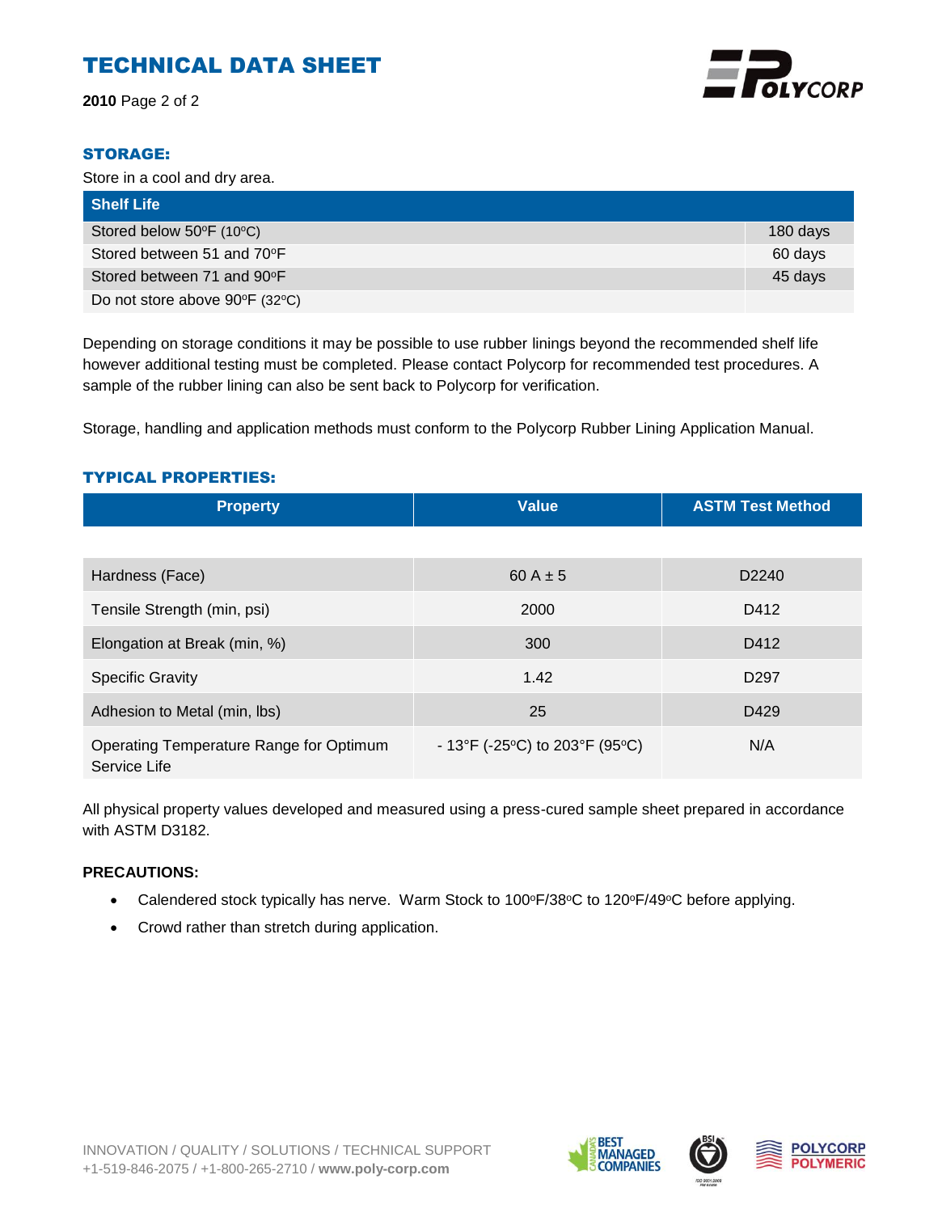## STORAGE:

Store in a cool and dry area.

| Shelf Life | |
|---|---|
| Stored below 50ºF (10ºC) | 180 days |
| Stored between 51 and 70ºF | 60 days |
| Stored between 71 and 90ºF | 45 days |
| Do not store above 90ºF (32ºC) | |

Depending on storage conditions it may be possible to use rubber linings beyond the recommended shelf life however additional testing must be completed. Please contact Polycorp for recommended test procedures. A sample of the rubber lining can also be sent back to Polycorp for verification.

Storage, handling and application methods must conform to the Polycorp Rubber Lining Application Manual.

## TYPICAL PROPERTIES:

| Property | Value | ASTM Test Method |
|---|---|---|
| Hardness (Face) | 60 A ± 5 | D2240 |
| Tensile Strength (min, psi) | 2000 | D412 |
| Elongation at Break (min, %) | 300 | D412 |
| Specific Gravity | 1.42 | D297 |
| Adhesion to Metal (min, lbs) | 25 | D429 |
| Operating Temperature Range for Optimum Service Life | - 13°F (-25ºC) to 203°F (95ºC) | N/A |

All physical property values developed and measured using a press-cured sample sheet prepared in accordance with ASTM D3182.

**PRECAUTIONS:**

- Calendered stock typically has nerve. Warm Stock to 100ºF/38ºC to 120ºF/49ºC before applying.
- Crowd rather than stretch during application.

INNOVATION / QUALITY / SOLUTIONS / TECHNICAL SUPPORT
+1-519-846-2075 / +1-800-265-2710 / **www.poly-corp.com**